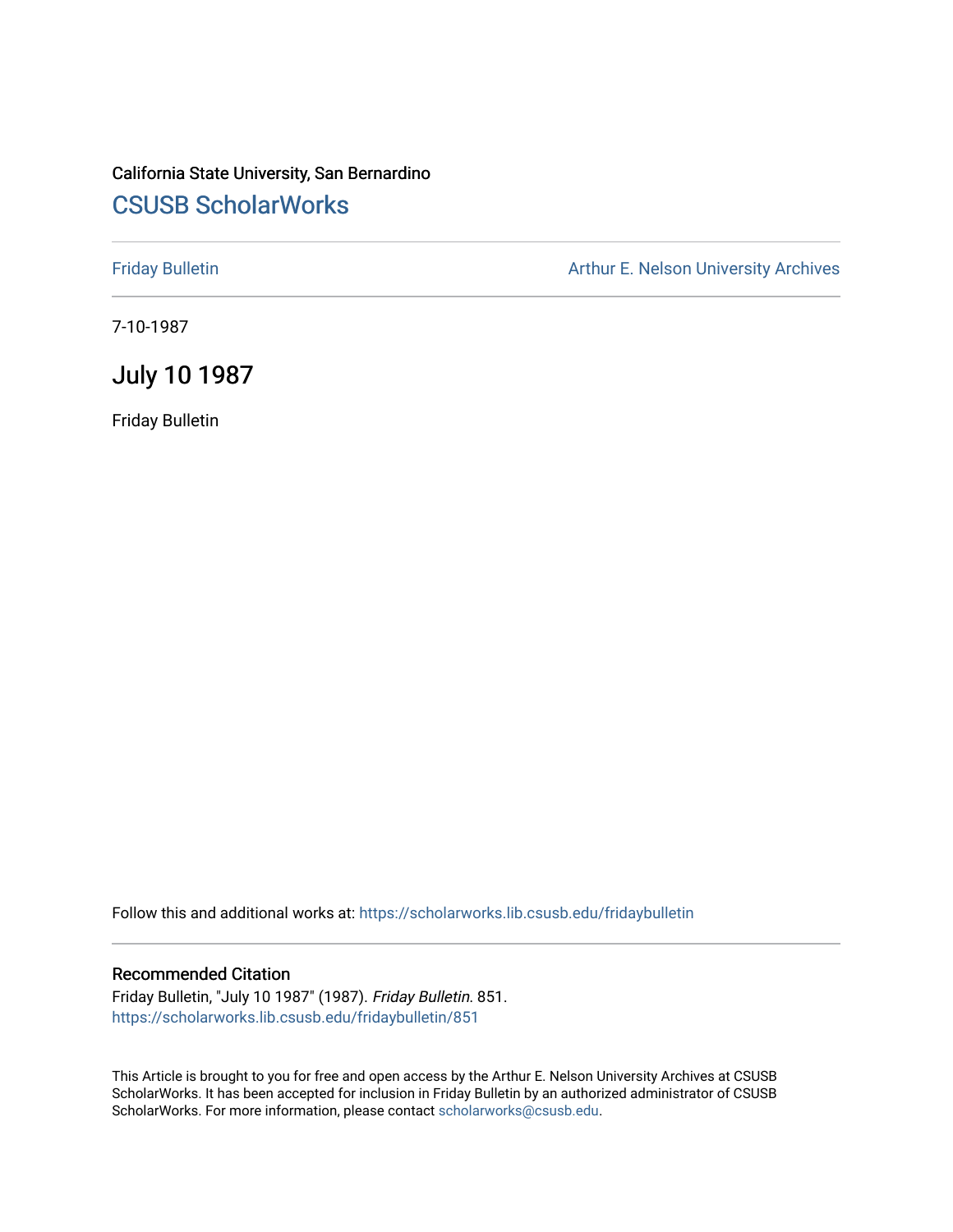California State University, San Bernardino

# CSUSB ScholarWorks

Friday Bulletin

Arthur E. Nelson University Archives

7-10-1987

## July 10 1987

Friday Bulletin

Follow this and additional works at: https://scholarworks.lib.csusb.edu/fridaybulletin

### Recommended Citation

Friday Bulletin, "July 10 1987" (1987). *Friday Bulletin*. 851.
https://scholarworks.lib.csusb.edu/fridaybulletin/851

This Article is brought to you for free and open access by the Arthur E. Nelson University Archives at CSUSB ScholarWorks. It has been accepted for inclusion in Friday Bulletin by an authorized administrator of CSUSB ScholarWorks. For more information, please contact scholarworks@csusb.edu.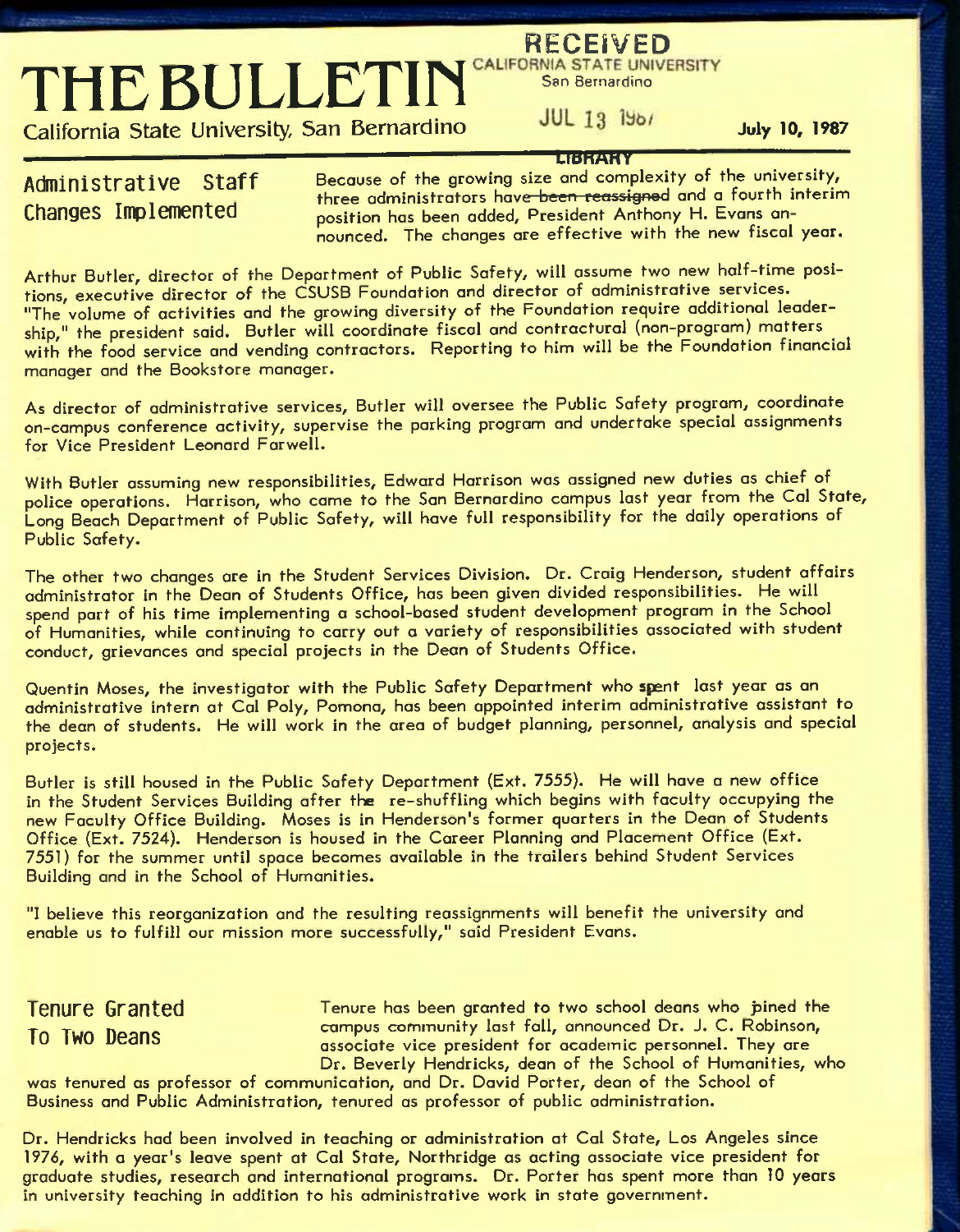# THE BULLETIN

California State University, San Bernardino

RECEIVED CALIFORNIA STATE UNIVERSITY San Bernardino JUL 13 1987 LIBRARY

July 10, 1987

## Administrative Staff Changes Implemented

Because of the growing size and complexity of the university, three administrators have been reassigned and a fourth interim position has been added, President Anthony H. Evans announced. The changes are effective with the new fiscal year.

Arthur Butler, director of the Department of Public Safety, will assume two new half-time positions, executive director of the CSUSB Foundation and director of administrative services. "The volume of activities and the growing diversity of the Foundation require additional leadership," the president said. Butler will coordinate fiscal and contractural (non-program) matters with the food service and vending contractors. Reporting to him will be the Foundation financial manager and the Bookstore manager.

As director of administrative services, Butler will oversee the Public Safety program, coordinate on-campus conference activity, supervise the parking program and undertake special assignments for Vice President Leonard Farwell.

With Butler assuming new responsibilities, Edward Harrison was assigned new duties as chief of police operations. Harrison, who came to the San Bernardino campus last year from the Cal State, Long Beach Department of Public Safety, will have full responsibility for the daily operations of Public Safety.

The other two changes are in the Student Services Division. Dr. Craig Henderson, student affairs administrator in the Dean of Students Office, has been given divided responsibilities. He will spend part of his time implementing a school-based student development program in the School of Humanities, while continuing to carry out a variety of responsibilities associated with student conduct, grievances and special projects in the Dean of Students Office.

Quentin Moses, the investigator with the Public Safety Department who spent last year as an administrative intern at Cal Poly, Pomona, has been appointed interim administrative assistant to the dean of students. He will work in the area of budget planning, personnel, analysis and special projects.

Butler is still housed in the Public Safety Department (Ext. 7555). He will have a new office in the Student Services Building after the re-shuffling which begins with faculty occupying the new Faculty Office Building. Moses is in Henderson's former quarters in the Dean of Students Office (Ext. 7524). Henderson is housed in the Career Planning and Placement Office (Ext. 7551) for the summer until space becomes available in the trailers behind Student Services Building and in the School of Humanities.

"I believe this reorganization and the resulting reassignments will benefit the university and enable us to fulfill our mission more successfully," said President Evans.

## Tenure Granted To Two Deans

Tenure has been granted to two school deans who joined the campus community last fall, announced Dr. J. C. Robinson, associate vice president for academic personnel. They are Dr. Beverly Hendricks, dean of the School of Humanities, who was tenured as professor of communication, and Dr. David Porter, dean of the School of Business and Public Administration, tenured as professor of public administration.

Dr. Hendricks had been involved in teaching or administration at Cal State, Los Angeles since 1976, with a year's leave spent at Cal State, Northridge as acting associate vice president for graduate studies, research and international programs. Dr. Porter has spent more than 10 years in university teaching in addition to his administrative work in state government.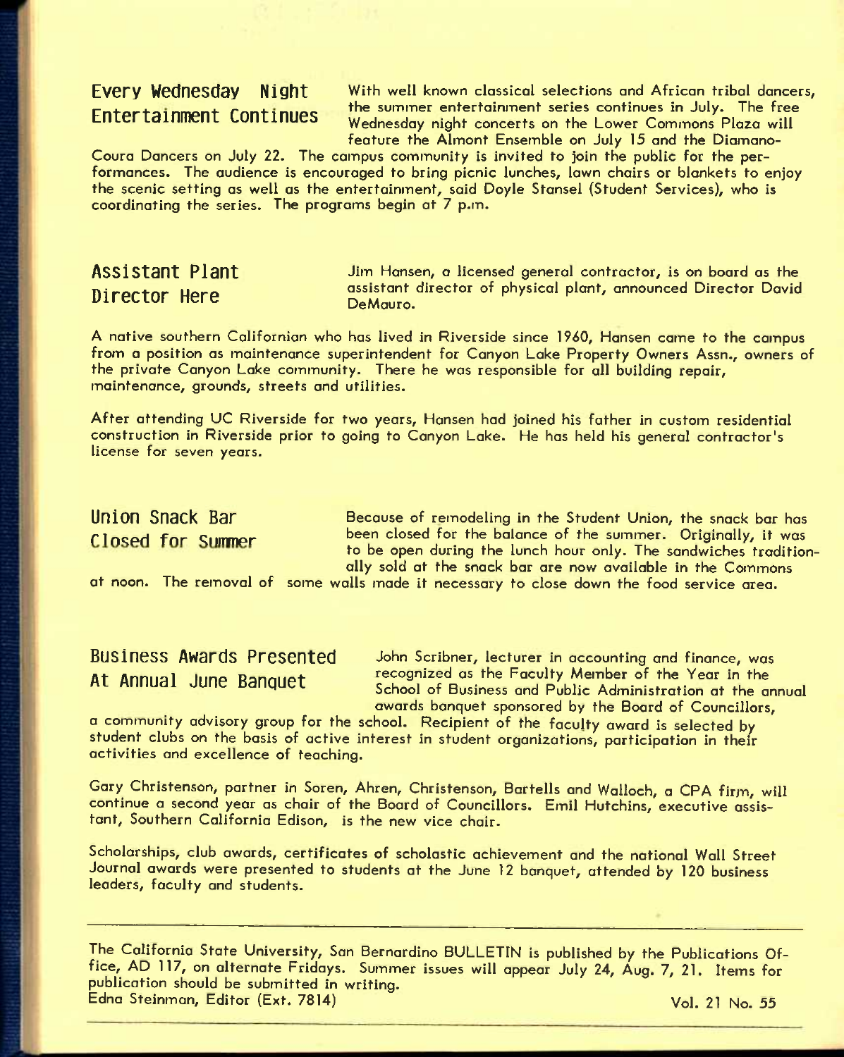## Every Wednesday Night Entertainment Continues

With well known classical selections and African tribal dancers, the summer entertainment series continues in July. The free Wednesday night concerts on the Lower Commons Plaza will feature the Almont Ensemble on July 15 and the Diamano-Coura Dancers on July 22. The campus community is invited to join the public for the performances. The audience is encouraged to bring picnic lunches, lawn chairs or blankets to enjoy the scenic setting as well as the entertainment, said Doyle Stansel (Student Services), who is coordinating the series. The programs begin at 7 p.m.

## Assistant Plant Director Here

Jim Hansen, a licensed general contractor, is on board as the assistant director of physical plant, announced Director David DeMauro.

A native southern Californian who has lived in Riverside since 1960, Hansen came to the campus from a position as maintenance superintendent for Canyon Lake Property Owners Assn., owners of the private Canyon Lake community. There he was responsible for all building repair, maintenance, grounds, streets and utilities.

After attending UC Riverside for two years, Hansen had joined his father in custom residential construction in Riverside prior to going to Canyon Lake. He has held his general contractor's license for seven years.

## Union Snack Bar Closed for Summer

Because of remodeling in the Student Union, the snack bar has been closed for the balance of the summer. Originally, it was to be open during the lunch hour only. The sandwiches traditionally sold at the snack bar are now available in the Commons at noon. The removal of some walls made it necessary to close down the food service area.

## Business Awards Presented At Annual June Banquet

John Scribner, lecturer in accounting and finance, was recognized as the Faculty Member of the Year in the School of Business and Public Administration at the annual awards banquet sponsored by the Board of Councillors, a community advisory group for the school. Recipient of the faculty award is selected by student clubs on the basis of active interest in student organizations, participation in their activities and excellence of teaching.

Gary Christenson, partner in Soren, Ahren, Christenson, Bartells and Walloch, a CPA firm, will continue a second year as chair of the Board of Councillors. Emil Hutchins, executive assistant, Southern California Edison, is the new vice chair.

Scholarships, club awards, certificates of scholastic achievement and the national Wall Street Journal awards were presented to students at the June 12 banquet, attended by 120 business leaders, faculty and students.

---

The California State University, San Bernardino BULLETIN is published by the Publications Office, AD 117, on alternate Fridays. Summer issues will appear July 24, Aug. 7, 21. Items for publication should be submitted in writing.
Edna Steinman, Editor (Ext. 7814)

Vol. 21 No. 55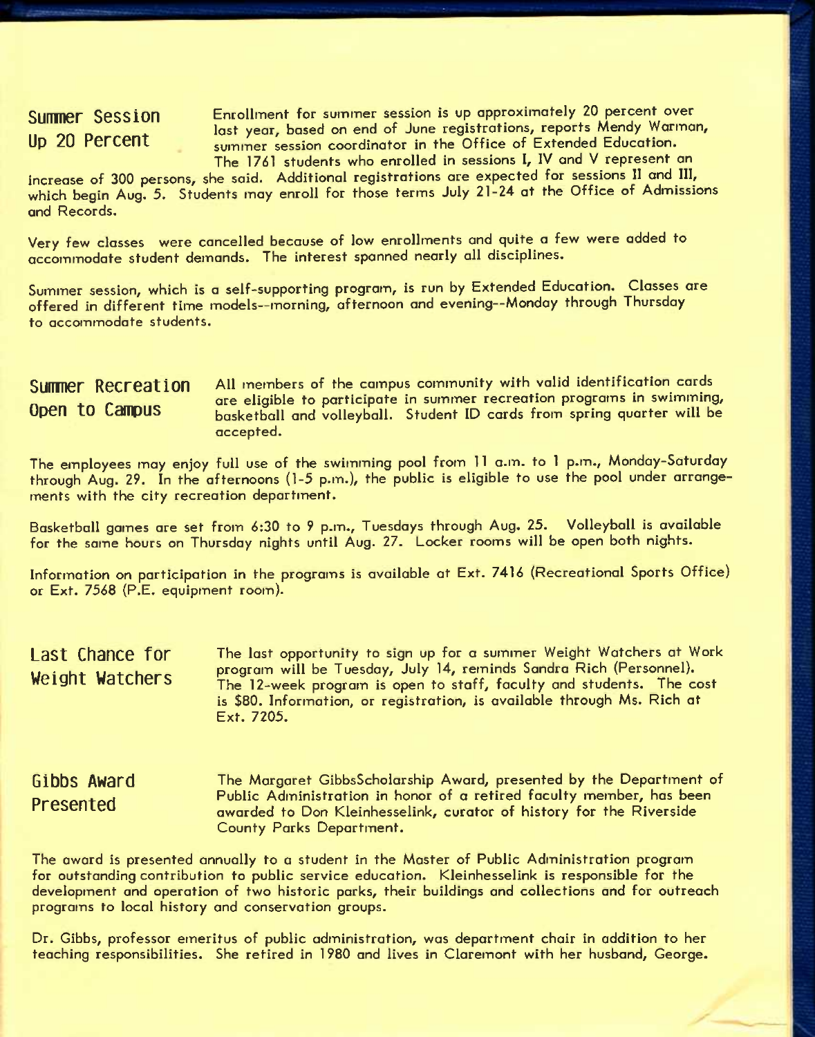## Summer Session Up 20 Percent

Enrollment for summer session is up approximately 20 percent over last year, based on end of June registrations, reports Mendy Warman, summer session coordinator in the Office of Extended Education. The 1761 students who enrolled in sessions I, IV and V represent an increase of 300 persons, she said. Additional registrations are expected for sessions II and III, which begin Aug. 5. Students may enroll for those terms July 21-24 at the Office of Admissions and Records.

Very few classes were cancelled because of low enrollments and quite a few were added to accommodate student demands. The interest spanned nearly all disciplines.

Summer session, which is a self-supporting program, is run by Extended Education. Classes are offered in different time models--morning, afternoon and evening--Monday through Thursday to accommodate students.

## Summer Recreation Open to Campus

All members of the campus community with valid identification cards are eligible to participate in summer recreation programs in swimming, basketball and volleyball. Student ID cards from spring quarter will be accepted.

The employees may enjoy full use of the swimming pool from 11 a.m. to 1 p.m., Monday-Saturday through Aug. 29. In the afternoons (1-5 p.m.), the public is eligible to use the pool under arrangements with the city recreation department.

Basketball games are set from 6:30 to 9 p.m., Tuesdays through Aug. 25. Volleyball is available for the same hours on Thursday nights until Aug. 27. Locker rooms will be open both nights.

Information on participation in the programs is available at Ext. 7416 (Recreational Sports Office) or Ext. 7568 (P.E. equipment room).

## Last Chance for Weight Watchers

The last opportunity to sign up for a summer Weight Watchers at Work program will be Tuesday, July 14, reminds Sandra Rich (Personnel). The 12-week program is open to staff, faculty and students. The cost is $80. Information, or registration, is available through Ms. Rich at Ext. 7205.

## Gibbs Award Presented

The Margaret GibbsScholarship Award, presented by the Department of Public Administration in honor of a retired faculty member, has been awarded to Don Kleinhesselink, curator of history for the Riverside County Parks Department.

The award is presented annually to a student in the Master of Public Administration program for outstanding contribution to public service education. Kleinhesselink is responsible for the development and operation of two historic parks, their buildings and collections and for outreach programs to local history and conservation groups.

Dr. Gibbs, professor emeritus of public administration, was department chair in addition to her teaching responsibilities. She retired in 1980 and lives in Claremont with her husband, George.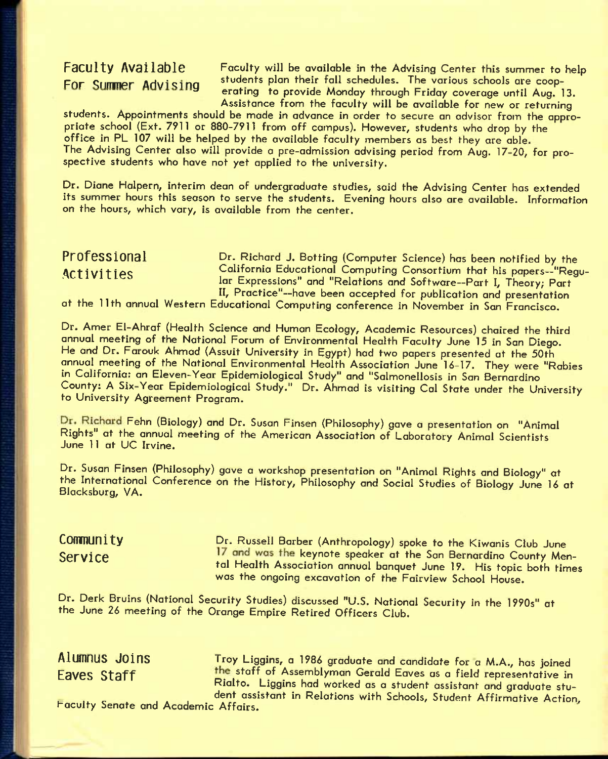## Faculty Available For Summer Advising

Faculty will be available in the Advising Center this summer to help students plan their fall schedules. The various schools are cooperating to provide Monday through Friday coverage until Aug. 13. Assistance from the faculty will be available for new or returning students. Appointments should be made in advance in order to secure an advisor from the appropriate school (Ext. 7911 or 880-7911 from off campus). However, students who drop by the office in PL 107 will be helped by the available faculty members as best they are able. The Advising Center also will provide a pre-admission advising period from Aug. 17-20, for prospective students who have not yet applied to the university.

Dr. Diane Halpern, interim dean of undergraduate studies, said the Advising Center has extended its summer hours this season to serve the students. Evening hours also are available. Information on the hours, which vary, is available from the center.

## Professional Activities

Dr. Richard J. Botting (Computer Science) has been notified by the California Educational Computing Consortium that his papers--"Regular Expressions" and "Relations and Software--Part I, Theory; Part II, Practice"--have been accepted for publication and presentation at the 11th annual Western Educational Computing conference in November in San Francisco.

Dr. Amer El-Ahraf (Health Science and Human Ecology, Academic Resources) chaired the third annual meeting of the National Forum of Environmental Health Faculty June 15 in San Diego. He and Dr. Farouk Ahmad (Assuit University in Egypt) had two papers presented at the 50th annual meeting of the National Environmental Health Association June 16-17. They were "Rabies in California: an Eleven-Year Epidemiological Study" and "Salmonellosis in San Bernardino County: A Six-Year Epidemiological Study." Dr. Ahmad is visiting Cal State under the University to University Agreement Program.

Dr. Richard Fehn (Biology) and Dr. Susan Finsen (Philosophy) gave a presentation on "Animal Rights" at the annual meeting of the American Association of Laboratory Animal Scientists June 11 at UC Irvine.

Dr. Susan Finsen (Philosophy) gave a workshop presentation on "Animal Rights and Biology" at the International Conference on the History, Philosophy and Social Studies of Biology June 16 at Blacksburg, VA.

## Community Service

Dr. Russell Barber (Anthropology) spoke to the Kiwanis Club June 17 and was the keynote speaker at the San Bernardino County Mental Health Association annual banquet June 19. His topic both times was the ongoing excavation of the Fairview School House.

Dr. Derk Bruins (National Security Studies) discussed "U.S. National Security in the 1990s" at the June 26 meeting of the Orange Empire Retired Officers Club.

## Alumnus Joins Eaves Staff

Troy Liggins, a 1986 graduate and candidate for a M.A., has joined the staff of Assemblyman Gerald Eaves as a field representative in Rialto. Liggins had worked as a student assistant and graduate student assistant in Relations with Schools, Student Affirmative Action, Faculty Senate and Academic Affairs.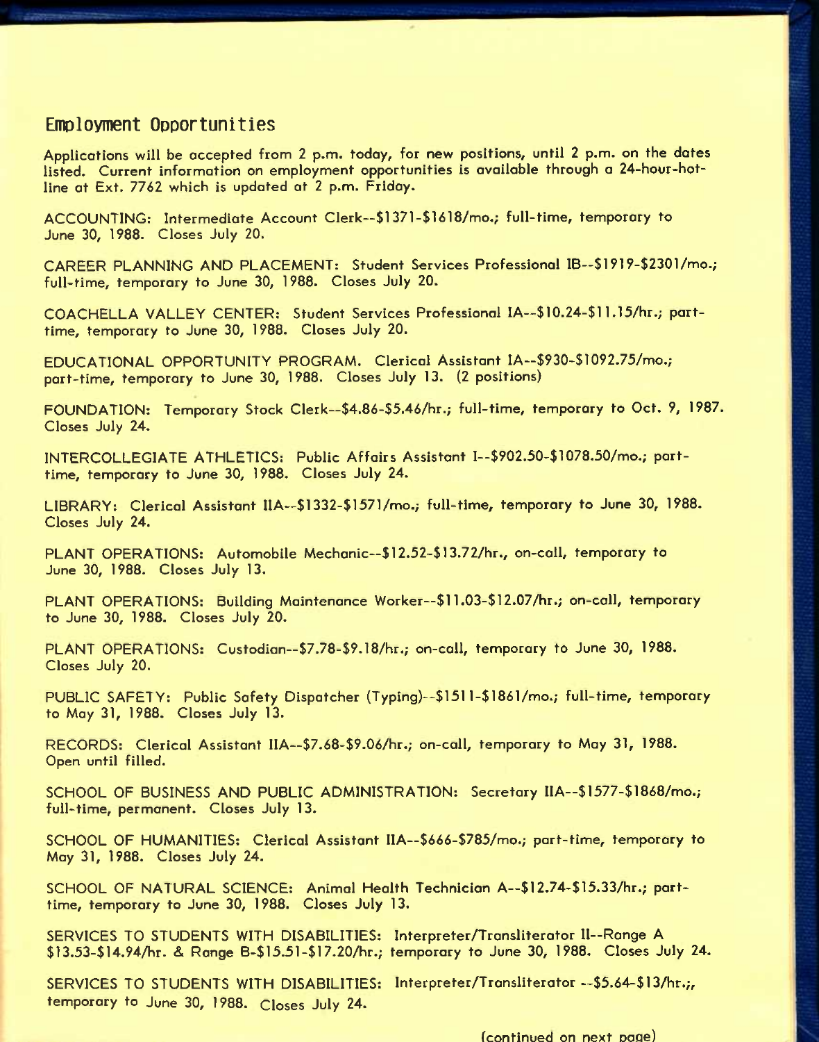## Employment Opportunities

Applications will be accepted from 2 p.m. today, for new positions, until 2 p.m. on the dates listed. Current information on employment opportunities is available through a 24-hour-hotline at Ext. 7762 which is updated at 2 p.m. Friday.

ACCOUNTING: Intermediate Account Clerk--$1371-$1618/mo.; full-time, temporary to June 30, 1988. Closes July 20.

CAREER PLANNING AND PLACEMENT: Student Services Professional IB--$1919-$2301/mo.; full-time, temporary to June 30, 1988. Closes July 20.

COACHELLA VALLEY CENTER: Student Services Professional IA--$10.24-$11.15/hr.; part-time, temporary to June 30, 1988. Closes July 20.

EDUCATIONAL OPPORTUNITY PROGRAM. Clerical Assistant IA--$930-$1092.75/mo.; part-time, temporary to June 30, 1988. Closes July 13. (2 positions)

FOUNDATION: Temporary Stock Clerk--$4.86-$5.46/hr.; full-time, temporary to Oct. 9, 1987. Closes July 24.

INTERCOLLEGIATE ATHLETICS: Public Affairs Assistant I--$902.50-$1078.50/mo.; part-time, temporary to June 30, 1988. Closes July 24.

LIBRARY: Clerical Assistant IIA--$1332-$1571/mo.; full-time, temporary to June 30, 1988. Closes July 24.

PLANT OPERATIONS: Automobile Mechanic--$12.52-$13.72/hr., on-call, temporary to June 30, 1988. Closes July 13.

PLANT OPERATIONS: Building Maintenance Worker--$11.03-$12.07/hr.; on-call, temporary to June 30, 1988. Closes July 20.

PLANT OPERATIONS: Custodian--$7.78-$9.18/hr.; on-call, temporary to June 30, 1988. Closes July 20.

PUBLIC SAFETY: Public Safety Dispatcher (Typing)--$1511-$1861/mo.; full-time, temporary to May 31, 1988. Closes July 13.

RECORDS: Clerical Assistant IIA--$7.68-$9.06/hr.; on-call, temporary to May 31, 1988. Open until filled.

SCHOOL OF BUSINESS AND PUBLIC ADMINISTRATION: Secretary IIA--$1577-$1868/mo.; full-time, permanent. Closes July 13.

SCHOOL OF HUMANITIES: Clerical Assistant IIA--$666-$785/mo.; part-time, temporary to May 31, 1988. Closes July 24.

SCHOOL OF NATURAL SCIENCE: Animal Health Technician A--$12.74-$15.33/hr.; part-time, temporary to June 30, 1988. Closes July 13.

SERVICES TO STUDENTS WITH DISABILITIES: Interpreter/Transliterator II--Range A $13.53-$14.94/hr. & Range B-$15.51-$17.20/hr.; temporary to June 30, 1988. Closes July 24.

SERVICES TO STUDENTS WITH DISABILITIES: Interpreter/Transliterator --$5.64-$13/hr.;, temporary to June 30, 1988. Closes July 24.

(continued on next page)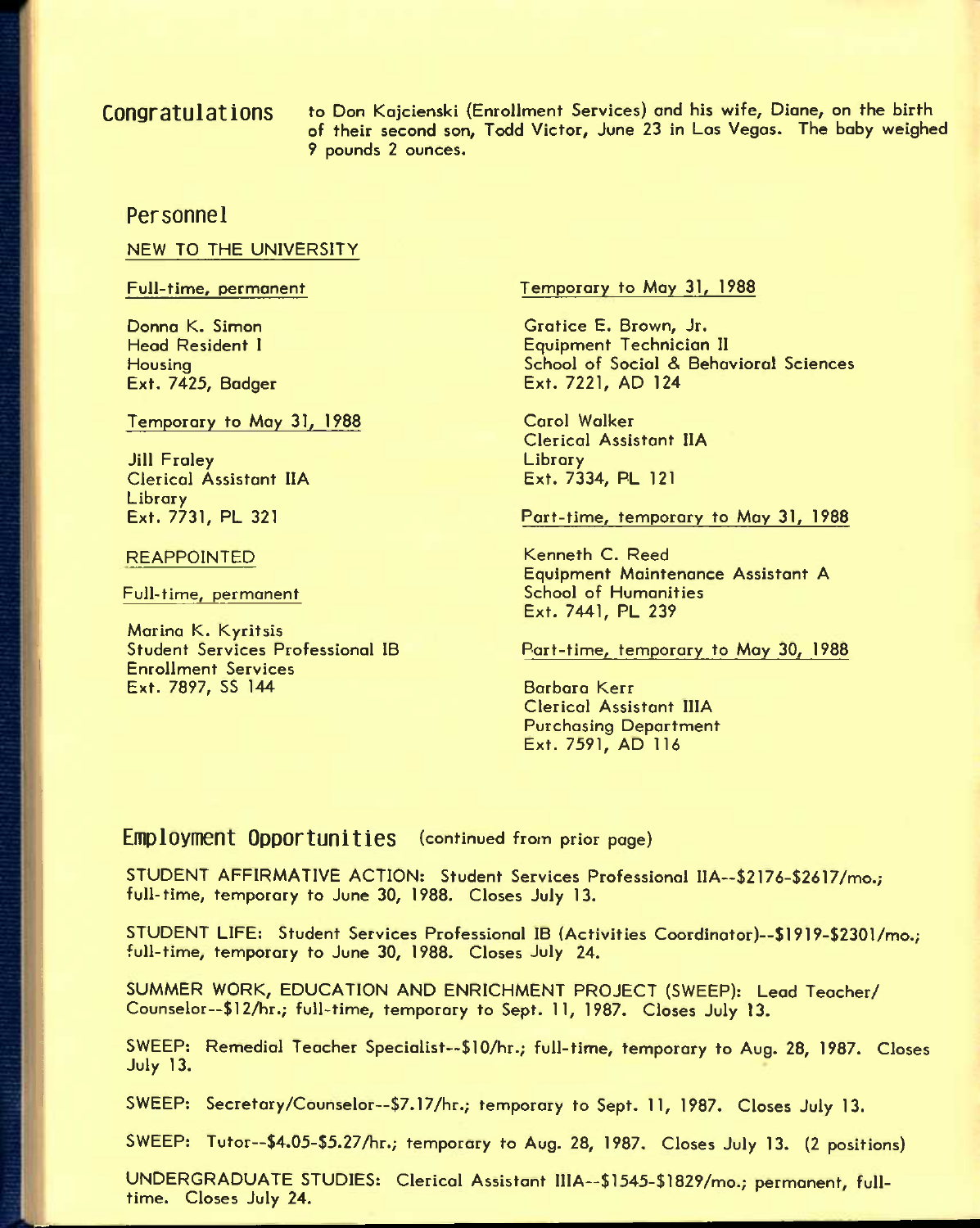## Congratulations

to Don Kajcienski (Enrollment Services) and his wife, Diane, on the birth of their second son, Todd Victor, June 23 in Las Vegas. The baby weighed 9 pounds 2 ounces.

## Personnel

### NEW TO THE UNIVERSITY

Full-time, permanent

Donna K. Simon
Head Resident I
Housing
Ext. 7425, Badger

Temporary to May 31, 1988

Jill Fraley
Clerical Assistant IIA
Library
Ext. 7731, PL 321

Gratice E. Brown, Jr.
Equipment Technician II
School of Social & Behavioral Sciences
Ext. 7221, AD 124

Carol Walker
Clerical Assistant IIA
Library
Ext. 7334, PL 121

Part-time, temporary to May 31, 1988

Kenneth C. Reed
Equipment Maintenance Assistant A
School of Humanities
Ext. 7441, PL 239

Part-time, temporary to May 30, 1988

Barbara Kerr
Clerical Assistant IIIA
Purchasing Department
Ext. 7591, AD 116

### REAPPOINTED

Full-time, permanent

Marina K. Kyritsis
Student Services Professional IB
Enrollment Services
Ext. 7897, SS 144

## Employment Opportunities (continued from prior page)

STUDENT AFFIRMATIVE ACTION: Student Services Professional IIA--$2176-$2617/mo.; full-time, temporary to June 30, 1988. Closes July 13.

STUDENT LIFE: Student Services Professional IB (Activities Coordinator)--$1919-$2301/mo.; full-time, temporary to June 30, 1988. Closes July 24.

SUMMER WORK, EDUCATION AND ENRICHMENT PROJECT (SWEEP): Lead Teacher/Counselor--$12/hr.; full-time, temporary to Sept. 11, 1987. Closes July 13.

SWEEP: Remedial Teacher Specialist--$10/hr.; full-time, temporary to Aug. 28, 1987. Closes July 13.

SWEEP: Secretary/Counselor--$7.17/hr.; temporary to Sept. 11, 1987. Closes July 13.

SWEEP: Tutor--$4.05-$5.27/hr.; temporary to Aug. 28, 1987. Closes July 13. (2 positions)

UNDERGRADUATE STUDIES: Clerical Assistant IIIA--$1545-$1829/mo.; permanent, full-time. Closes July 24.